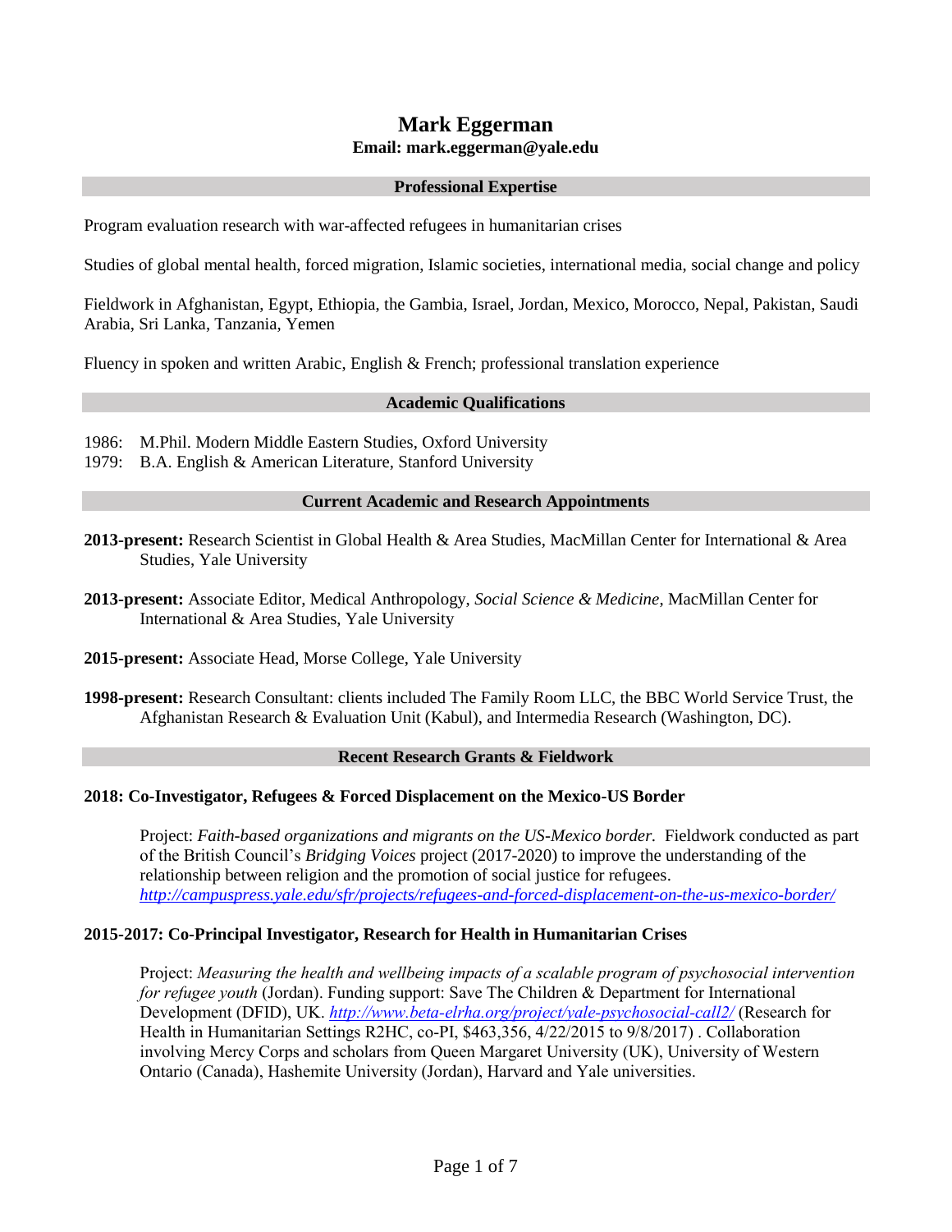# Mark Eggerman

**Email: mark.eggerman@yale.edu**

## Professional Expertise

Program evaluation research with war-affected refugees in humanitarian crises

Studies of global mental health, forced migration, Islamic societies, international media, social change and policy

Fieldwork in Afghanistan, Egypt, Ethiopia, the Gambia, Israel, Jordan, Mexico, Morocco, Nepal, Pakistan, Saudi Arabia, Sri Lanka, Tanzania, Yemen

Fluency in spoken and written Arabic, English & French; professional translation experience

## Academic Qualifications

1986: M.Phil. Modern Middle Eastern Studies, Oxford University
1979: B.A. English & American Literature, Stanford University

## Current Academic and Research Appointments

**2013-present:** Research Scientist in Global Health & Area Studies, MacMillan Center for International & Area Studies, Yale University

**2013-present:** Associate Editor, Medical Anthropology, *Social Science & Medicine,* MacMillan Center for International & Area Studies, Yale University

**2015-present:** Associate Head, Morse College, Yale University

**1998-present:** Research Consultant: clients included The Family Room LLC, the BBC World Service Trust, the Afghanistan Research & Evaluation Unit (Kabul), and Intermedia Research (Washington, DC).

## Recent Research Grants & Fieldwork

### 2018: Co-Investigator, Refugees & Forced Displacement on the Mexico-US Border

Project: *Faith-based organizations and migrants on the US-Mexico border.* Fieldwork conducted as part of the British Council's *Bridging Voices* project (2017-2020) to improve the understanding of the relationship between religion and the promotion of social justice for refugees. *http://campuspress.yale.edu/sfr/projects/refugees-and-forced-displacement-on-the-us-mexico-border/*

### 2015-2017: Co-Principal Investigator, Research for Health in Humanitarian Crises

Project: *Measuring the health and wellbeing impacts of a scalable program of psychosocial intervention for refugee youth* (Jordan). Funding support: Save The Children & Department for International Development (DFID), UK. *http://www.beta-elrha.org/project/yale-psychosocial-call2/* (Research for Health in Humanitarian Settings R2HC, co-PI, $463,356, 4/22/2015 to 9/8/2017) . Collaboration involving Mercy Corps and scholars from Queen Margaret University (UK), University of Western Ontario (Canada), Hashemite University (Jordan), Harvard and Yale universities.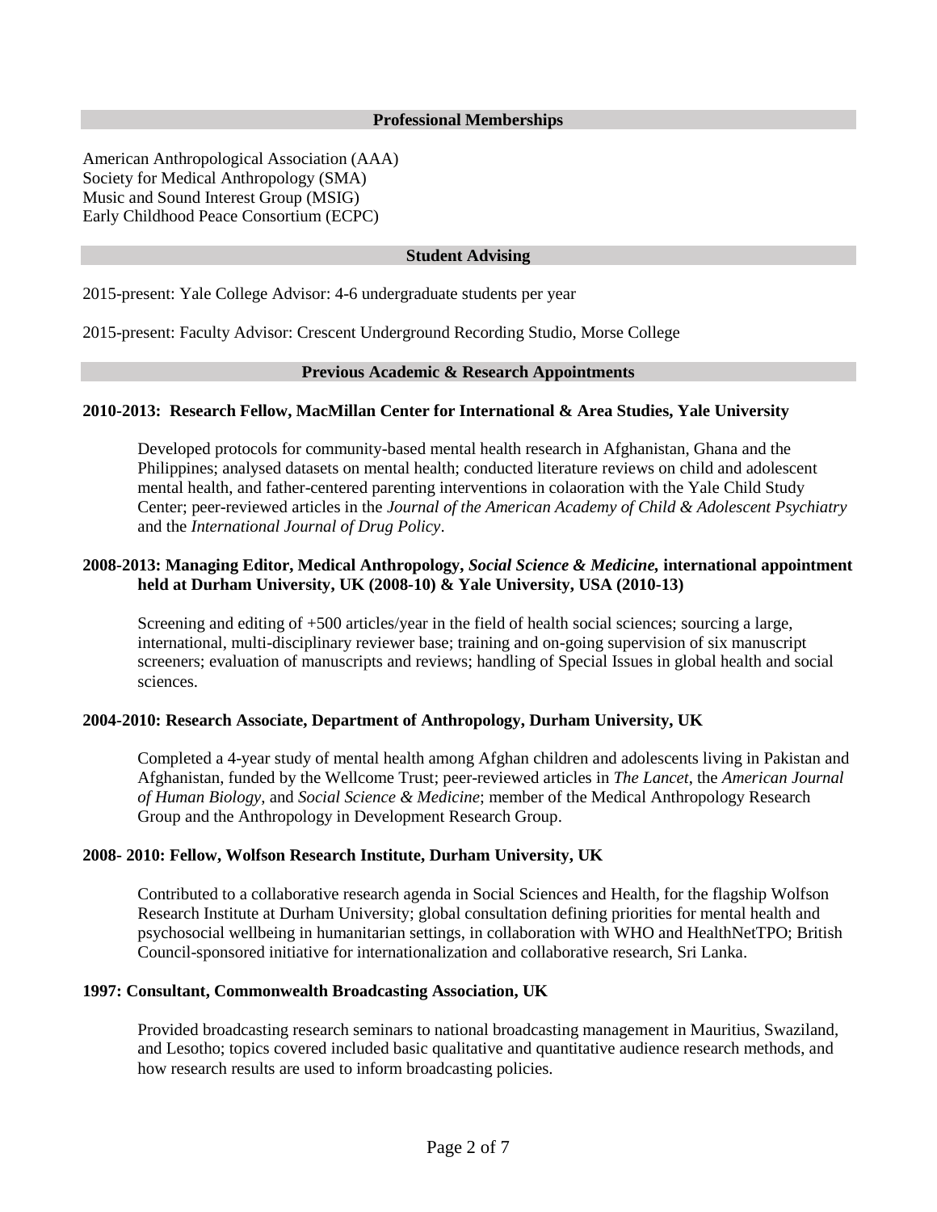## Professional Memberships

American Anthropological Association (AAA)
Society for Medical Anthropology (SMA)
Music and Sound Interest Group (MSIG)
Early Childhood Peace Consortium (ECPC)

## Student Advising

2015-present: Yale College Advisor: 4-6 undergraduate students per year

2015-present: Faculty Advisor: Crescent Underground Recording Studio, Morse College

## Previous Academic & Research Appointments

**2010-2013: Research Fellow, MacMillan Center for International & Area Studies, Yale University**

Developed protocols for community-based mental health research in Afghanistan, Ghana and the Philippines; analysed datasets on mental health; conducted literature reviews on child and adolescent mental health, and father-centered parenting interventions in colaoration with the Yale Child Study Center; peer-reviewed articles in the *Journal of the American Academy of Child & Adolescent Psychiatry* and the *International Journal of Drug Policy*.

**2008-2013: Managing Editor, Medical Anthropology, *Social Science & Medicine,* international appointment held at Durham University, UK (2008-10) & Yale University, USA (2010-13)**

Screening and editing of +500 articles/year in the field of health social sciences; sourcing a large, international, multi-disciplinary reviewer base; training and on-going supervision of six manuscript screeners; evaluation of manuscripts and reviews; handling of Special Issues in global health and social sciences.

**2004-2010: Research Associate, Department of Anthropology, Durham University, UK**

Completed a 4-year study of mental health among Afghan children and adolescents living in Pakistan and Afghanistan, funded by the Wellcome Trust; peer-reviewed articles in *The Lancet*, the *American Journal of Human Biology*, and *Social Science & Medicine*; member of the Medical Anthropology Research Group and the Anthropology in Development Research Group.

**2008- 2010: Fellow, Wolfson Research Institute, Durham University, UK**

Contributed to a collaborative research agenda in Social Sciences and Health, for the flagship Wolfson Research Institute at Durham University; global consultation defining priorities for mental health and psychosocial wellbeing in humanitarian settings, in collaboration with WHO and HealthNetTPO; British Council-sponsored initiative for internationalization and collaborative research, Sri Lanka.

**1997: Consultant, Commonwealth Broadcasting Association, UK**

Provided broadcasting research seminars to national broadcasting management in Mauritius, Swaziland, and Lesotho; topics covered included basic qualitative and quantitative audience research methods, and how research results are used to inform broadcasting policies.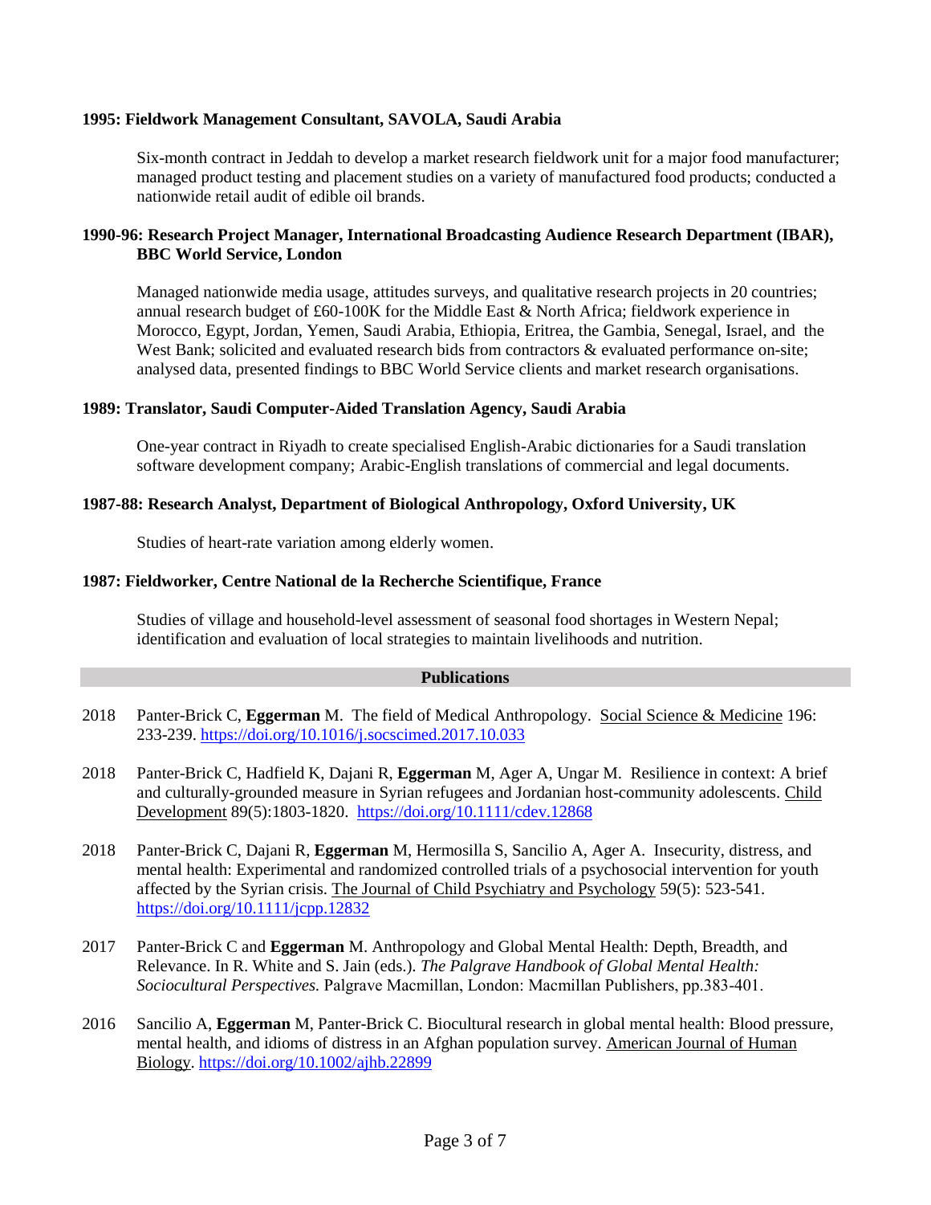**1995: Fieldwork Management Consultant, SAVOLA, Saudi Arabia**

Six-month contract in Jeddah to develop a market research fieldwork unit for a major food manufacturer; managed product testing and placement studies on a variety of manufactured food products; conducted a nationwide retail audit of edible oil brands.

**1990-96: Research Project Manager, International Broadcasting Audience Research Department (IBAR), BBC World Service, London**

Managed nationwide media usage, attitudes surveys, and qualitative research projects in 20 countries; annual research budget of £60-100K for the Middle East & North Africa; fieldwork experience in Morocco, Egypt, Jordan, Yemen, Saudi Arabia, Ethiopia, Eritrea, the Gambia, Senegal, Israel, and the West Bank; solicited and evaluated research bids from contractors & evaluated performance on-site; analysed data, presented findings to BBC World Service clients and market research organisations.

**1989: Translator, Saudi Computer-Aided Translation Agency, Saudi Arabia**

One-year contract in Riyadh to create specialised English-Arabic dictionaries for a Saudi translation software development company; Arabic-English translations of commercial and legal documents.

**1987-88: Research Analyst, Department of Biological Anthropology, Oxford University, UK**

Studies of heart-rate variation among elderly women.

**1987: Fieldworker, Centre National de la Recherche Scientifique, France**

Studies of village and household-level assessment of seasonal food shortages in Western Nepal; identification and evaluation of local strategies to maintain livelihoods and nutrition.

## Publications

2018 Panter-Brick C, **Eggerman** M. The field of Medical Anthropology. Social Science & Medicine 196: 233-239. https://doi.org/10.1016/j.socscimed.2017.10.033

2018 Panter-Brick C, Hadfield K, Dajani R, **Eggerman** M, Ager A, Ungar M. Resilience in context: A brief and culturally-grounded measure in Syrian refugees and Jordanian host-community adolescents. Child Development 89(5):1803-1820. https://doi.org/10.1111/cdev.12868

2018 Panter-Brick C, Dajani R, **Eggerman** M, Hermosilla S, Sancilio A, Ager A. Insecurity, distress, and mental health: Experimental and randomized controlled trials of a psychosocial intervention for youth affected by the Syrian crisis. The Journal of Child Psychiatry and Psychology 59(5): 523-541. https://doi.org/10.1111/jcpp.12832

2017 Panter-Brick C and **Eggerman** M. Anthropology and Global Mental Health: Depth, Breadth, and Relevance. In R. White and S. Jain (eds.). *The Palgrave Handbook of Global Mental Health: Sociocultural Perspectives.* Palgrave Macmillan, London: Macmillan Publishers, pp.383-401.

2016 Sancilio A, **Eggerman** M, Panter-Brick C. Biocultural research in global mental health: Blood pressure, mental health, and idioms of distress in an Afghan population survey. American Journal of Human Biology. https://doi.org/10.1002/ajhb.22899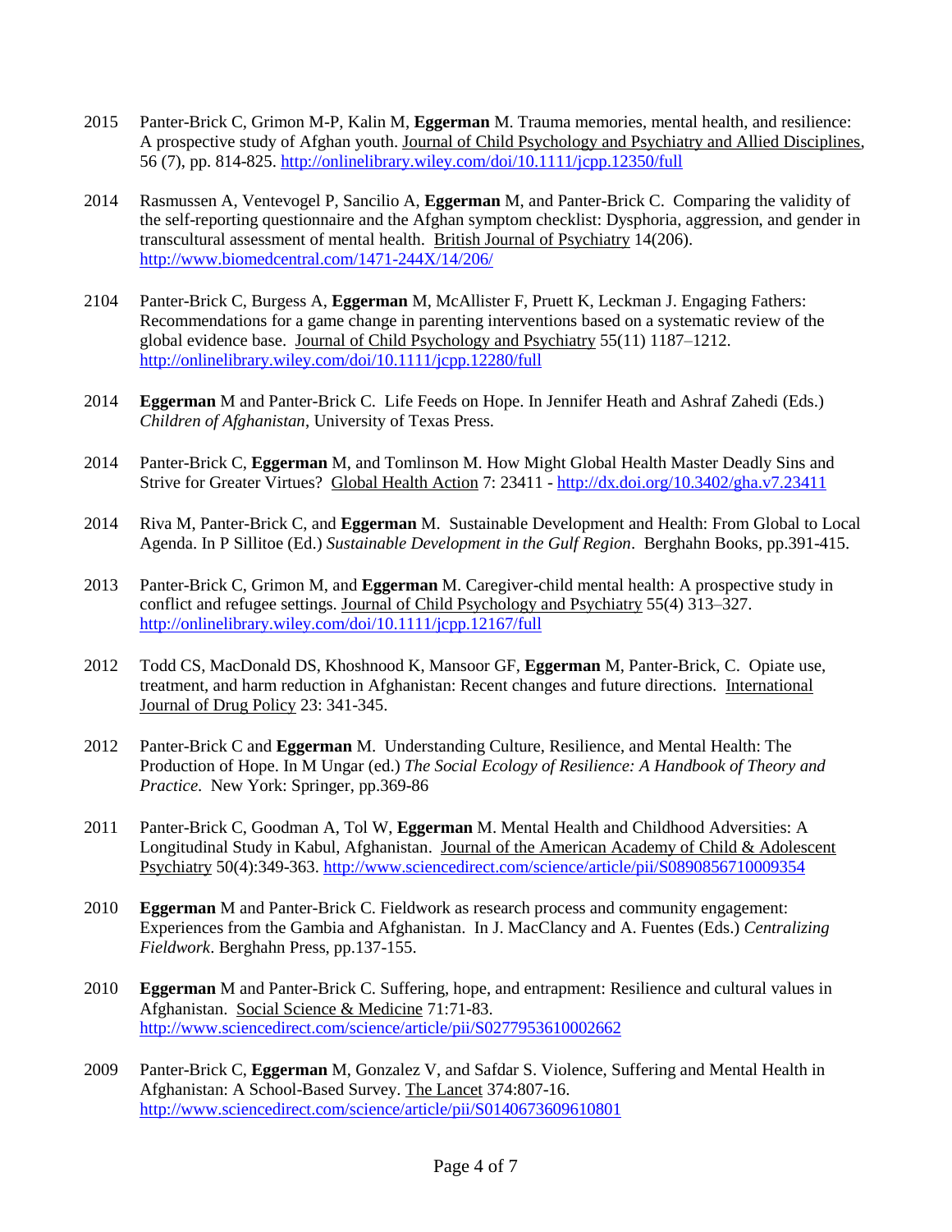2015 Panter-Brick C, Grimon M-P, Kalin M, **Eggerman** M. Trauma memories, mental health, and resilience: A prospective study of Afghan youth. Journal of Child Psychology and Psychiatry and Allied Disciplines, 56 (7), pp. 814-825. http://onlinelibrary.wiley.com/doi/10.1111/jcpp.12350/full

2014 Rasmussen A, Ventevogel P, Sancilio A, **Eggerman** M, and Panter-Brick C. Comparing the validity of the self-reporting questionnaire and the Afghan symptom checklist: Dysphoria, aggression, and gender in transcultural assessment of mental health. British Journal of Psychiatry 14(206). http://www.biomedcentral.com/1471-244X/14/206/

2104 Panter-Brick C, Burgess A, **Eggerman** M, McAllister F, Pruett K, Leckman J. Engaging Fathers: Recommendations for a game change in parenting interventions based on a systematic review of the global evidence base. Journal of Child Psychology and Psychiatry 55(11) 1187–1212. http://onlinelibrary.wiley.com/doi/10.1111/jcpp.12280/full

2014 **Eggerman** M and Panter-Brick C. Life Feeds on Hope. In Jennifer Heath and Ashraf Zahedi (Eds.) *Children of Afghanistan*, University of Texas Press.

2014 Panter-Brick C, **Eggerman** M, and Tomlinson M. How Might Global Health Master Deadly Sins and Strive for Greater Virtues? Global Health Action 7: 23411 - http://dx.doi.org/10.3402/gha.v7.23411

2014 Riva M, Panter-Brick C, and **Eggerman** M. Sustainable Development and Health: From Global to Local Agenda. In P Sillitoe (Ed.) *Sustainable Development in the Gulf Region*. Berghahn Books, pp.391-415.

2013 Panter-Brick C, Grimon M, and **Eggerman** M. Caregiver-child mental health: A prospective study in conflict and refugee settings. Journal of Child Psychology and Psychiatry 55(4) 313–327. http://onlinelibrary.wiley.com/doi/10.1111/jcpp.12167/full

2012 Todd CS, MacDonald DS, Khoshnood K, Mansoor GF, **Eggerman** M, Panter-Brick, C. Opiate use, treatment, and harm reduction in Afghanistan: Recent changes and future directions. International Journal of Drug Policy 23: 341-345.

2012 Panter-Brick C and **Eggerman** M. Understanding Culture, Resilience, and Mental Health: The Production of Hope. In M Ungar (ed.) *The Social Ecology of Resilience: A Handbook of Theory and Practice*. New York: Springer, pp.369-86

2011 Panter-Brick C, Goodman A, Tol W, **Eggerman** M. Mental Health and Childhood Adversities: A Longitudinal Study in Kabul, Afghanistan. Journal of the American Academy of Child & Adolescent Psychiatry 50(4):349-363. http://www.sciencedirect.com/science/article/pii/S0890856710009354

2010 **Eggerman** M and Panter-Brick C. Fieldwork as research process and community engagement: Experiences from the Gambia and Afghanistan. In J. MacClancy and A. Fuentes (Eds.) *Centralizing Fieldwork*. Berghahn Press, pp.137-155.

2010 **Eggerman** M and Panter-Brick C. Suffering, hope, and entrapment: Resilience and cultural values in Afghanistan. Social Science & Medicine 71:71-83. http://www.sciencedirect.com/science/article/pii/S0277953610002662

2009 Panter-Brick C, **Eggerman** M, Gonzalez V, and Safdar S. Violence, Suffering and Mental Health in Afghanistan: A School-Based Survey. The Lancet 374:807-16. http://www.sciencedirect.com/science/article/pii/S0140673609610801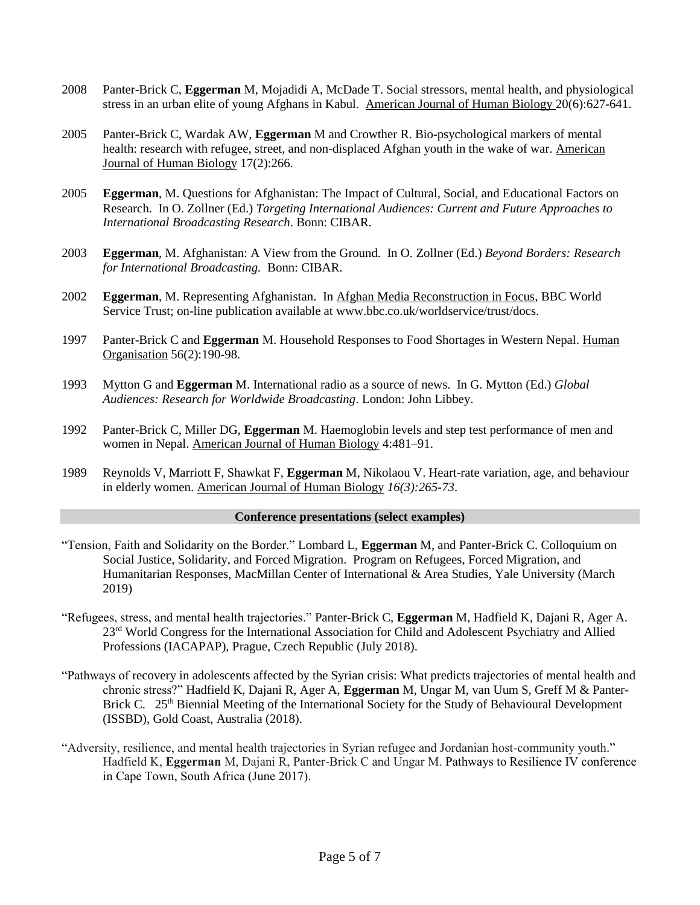2008 Panter-Brick C, **Eggerman** M, Mojadidi A, McDade T. Social stressors, mental health, and physiological stress in an urban elite of young Afghans in Kabul. American Journal of Human Biology 20(6):627-641.

2005 Panter-Brick C, Wardak AW, **Eggerman** M and Crowther R. Bio-psychological markers of mental health: research with refugee, street, and non-displaced Afghan youth in the wake of war. American Journal of Human Biology 17(2):266.

2005 **Eggerman**, M. Questions for Afghanistan: The Impact of Cultural, Social, and Educational Factors on Research. In O. Zollner (Ed.) *Targeting International Audiences: Current and Future Approaches to International Broadcasting Research*. Bonn: CIBAR.

2003 **Eggerman**, M. Afghanistan: A View from the Ground. In O. Zollner (Ed.) *Beyond Borders: Research for International Broadcasting.* Bonn: CIBAR.

2002 **Eggerman**, M. Representing Afghanistan. In Afghan Media Reconstruction in Focus, BBC World Service Trust; on-line publication available at www.bbc.co.uk/worldservice/trust/docs.

1997 Panter-Brick C and **Eggerman** M. Household Responses to Food Shortages in Western Nepal. Human Organisation 56(2):190-98.

1993 Mytton G and **Eggerman** M. International radio as a source of news. In G. Mytton (Ed.) *Global Audiences: Research for Worldwide Broadcasting*. London: John Libbey.

1992 Panter-Brick C, Miller DG, **Eggerman** M. Haemoglobin levels and step test performance of men and women in Nepal. American Journal of Human Biology 4:481–91.

1989 Reynolds V, Marriott F, Shawkat F, **Eggerman** M, Nikolaou V. Heart-rate variation, age, and behaviour in elderly women. American Journal of Human Biology *16(3):265-73*.

## Conference presentations (select examples)

"Tension, Faith and Solidarity on the Border." Lombard L, **Eggerman** M, and Panter-Brick C. Colloquium on Social Justice, Solidarity, and Forced Migration. Program on Refugees, Forced Migration, and Humanitarian Responses, MacMillan Center of International & Area Studies, Yale University (March 2019)

"Refugees, stress, and mental health trajectories." Panter-Brick C, **Eggerman** M, Hadfield K, Dajani R, Ager A. 23rd World Congress for the International Association for Child and Adolescent Psychiatry and Allied Professions (IACAPAP), Prague, Czech Republic (July 2018).

"Pathways of recovery in adolescents affected by the Syrian crisis: What predicts trajectories of mental health and chronic stress?" Hadfield K, Dajani R, Ager A, **Eggerman** M, Ungar M, van Uum S, Greff M & Panter-Brick C. 25th Biennial Meeting of the International Society for the Study of Behavioural Development (ISSBD), Gold Coast, Australia (2018).

"Adversity, resilience, and mental health trajectories in Syrian refugee and Jordanian host-community youth." Hadfield K, **Eggerman** M, Dajani R, Panter-Brick C and Ungar M. Pathways to Resilience IV conference in Cape Town, South Africa (June 2017).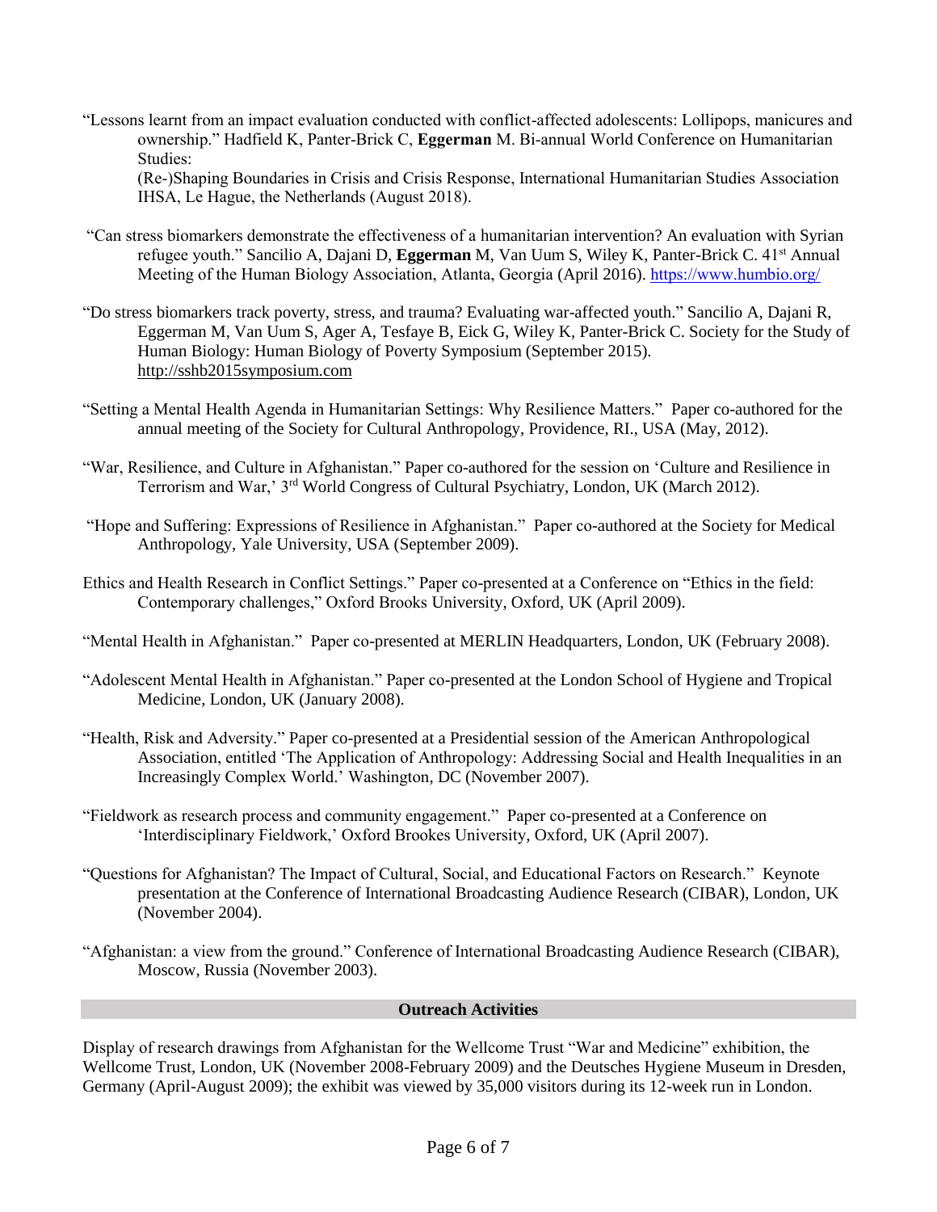"Lessons learnt from an impact evaluation conducted with conflict-affected adolescents: Lollipops, manicures and ownership." Hadfield K, Panter-Brick C, **Eggerman** M. Bi-annual World Conference on Humanitarian Studies:
(Re-)Shaping Boundaries in Crisis and Crisis Response, International Humanitarian Studies Association IHSA, Le Hague, the Netherlands (August 2018).

"Can stress biomarkers demonstrate the effectiveness of a humanitarian intervention? An evaluation with Syrian refugee youth." Sancilio A, Dajani D, **Eggerman** M, Van Uum S, Wiley K, Panter-Brick C. 41st Annual Meeting of the Human Biology Association, Atlanta, Georgia (April 2016). https://www.humbio.org/

"Do stress biomarkers track poverty, stress, and trauma? Evaluating war-affected youth." Sancilio A, Dajani R, Eggerman M, Van Uum S, Ager A, Tesfaye B, Eick G, Wiley K, Panter-Brick C. Society for the Study of Human Biology: Human Biology of Poverty Symposium (September 2015). http://sshb2015symposium.com

"Setting a Mental Health Agenda in Humanitarian Settings: Why Resilience Matters." Paper co-authored for the annual meeting of the Society for Cultural Anthropology, Providence, RI., USA (May, 2012).

"War, Resilience, and Culture in Afghanistan." Paper co-authored for the session on 'Culture and Resilience in Terrorism and War,' 3rd World Congress of Cultural Psychiatry, London, UK (March 2012).

"Hope and Suffering: Expressions of Resilience in Afghanistan." Paper co-authored at the Society for Medical Anthropology, Yale University, USA (September 2009).

Ethics and Health Research in Conflict Settings." Paper co-presented at a Conference on "Ethics in the field: Contemporary challenges," Oxford Brooks University, Oxford, UK (April 2009).

"Mental Health in Afghanistan." Paper co-presented at MERLIN Headquarters, London, UK (February 2008).

"Adolescent Mental Health in Afghanistan." Paper co-presented at the London School of Hygiene and Tropical Medicine, London, UK (January 2008).

"Health, Risk and Adversity." Paper co-presented at a Presidential session of the American Anthropological Association, entitled 'The Application of Anthropology: Addressing Social and Health Inequalities in an Increasingly Complex World.' Washington, DC (November 2007).

"Fieldwork as research process and community engagement." Paper co-presented at a Conference on 'Interdisciplinary Fieldwork,' Oxford Brookes University, Oxford, UK (April 2007).

"Questions for Afghanistan? The Impact of Cultural, Social, and Educational Factors on Research." Keynote presentation at the Conference of International Broadcasting Audience Research (CIBAR), London, UK (November 2004).

"Afghanistan: a view from the ground." Conference of International Broadcasting Audience Research (CIBAR), Moscow, Russia (November 2003).

## Outreach Activities

Display of research drawings from Afghanistan for the Wellcome Trust "War and Medicine" exhibition, the Wellcome Trust, London, UK (November 2008-February 2009) and the Deutsches Hygiene Museum in Dresden, Germany (April-August 2009); the exhibit was viewed by 35,000 visitors during its 12-week run in London.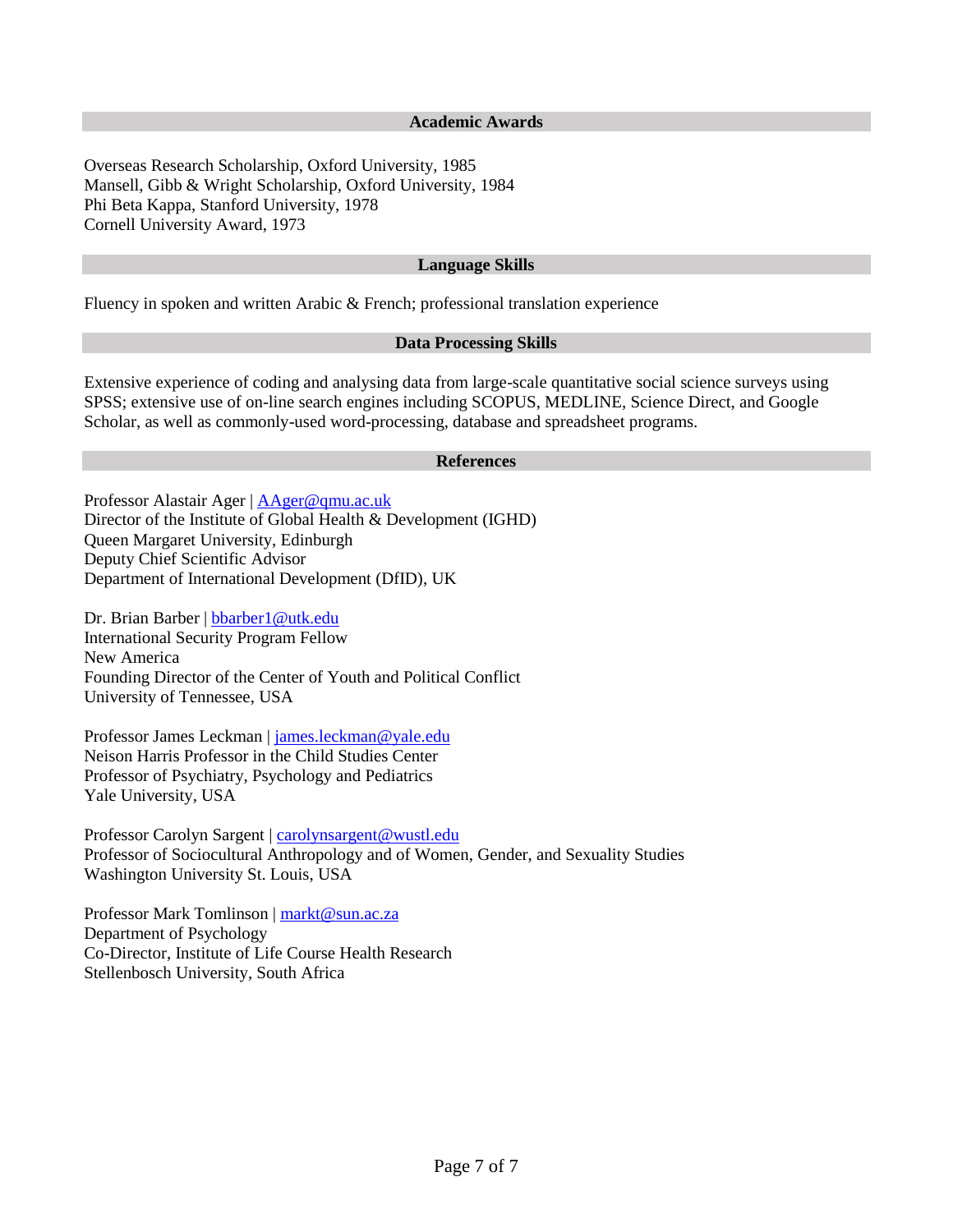## Academic Awards

Overseas Research Scholarship, Oxford University, 1985
Mansell, Gibb & Wright Scholarship, Oxford University, 1984
Phi Beta Kappa, Stanford University, 1978
Cornell University Award, 1973

## Language Skills

Fluency in spoken and written Arabic & French; professional translation experience

## Data Processing Skills

Extensive experience of coding and analysing data from large-scale quantitative social science surveys using SPSS; extensive use of on-line search engines including SCOPUS, MEDLINE, Science Direct, and Google Scholar, as well as commonly-used word-processing, database and spreadsheet programs.

## References

Professor Alastair Ager | AAger@qmu.ac.uk
Director of the Institute of Global Health & Development (IGHD)
Queen Margaret University, Edinburgh
Deputy Chief Scientific Advisor
Department of International Development (DfID), UK

Dr. Brian Barber | bbarber1@utk.edu
International Security Program Fellow
New America
Founding Director of the Center of Youth and Political Conflict
University of Tennessee, USA

Professor James Leckman | james.leckman@yale.edu
Neison Harris Professor in the Child Studies Center
Professor of Psychiatry, Psychology and Pediatrics
Yale University, USA

Professor Carolyn Sargent | carolynsargent@wustl.edu
Professor of Sociocultural Anthropology and of Women, Gender, and Sexuality Studies
Washington University St. Louis, USA

Professor Mark Tomlinson | markt@sun.ac.za
Department of Psychology
Co-Director, Institute of Life Course Health Research
Stellenbosch University, South Africa